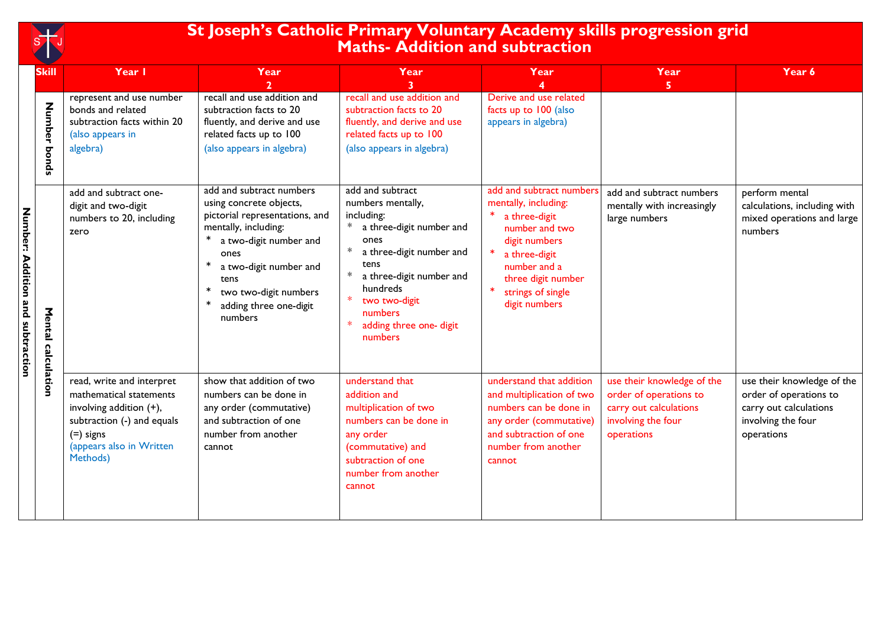# St Joseph's Catholic Primary Voluntary Academy skills progression grid
## Maths- Addition and subtraction

**Number: Addition and subtraction**

| Skill | Year 1 | Year 2 | Year 3 | Year 4 | Year 5 | Year 6 |
|---|---|---|---|---|---|---|
| Number bonds | represent and use number bonds and related subtraction facts within 20 (also appears in algebra) | recall and use addition and subtraction facts to 20 fluently, and derive and use related facts up to 100 (also appears in algebra) | recall and use addition and subtraction facts to 20 fluently, and derive and use related facts up to 100 (also appears in algebra) | Derive and use related facts up to 100 (also appears in algebra) | | |
| Mental calculation | add and subtract one-digit and two-digit numbers to 20, including zero | add and subtract numbers using concrete objects, pictorial representations, and mentally, including: <br> * a two-digit number and ones <br> * a two-digit number and tens <br> * two two-digit numbers <br> * adding three one-digit numbers | add and subtract numbers mentally, including: <br> * a three-digit number and ones <br> * a three-digit number and tens <br> * a three-digit number and hundreds <br> * two two-digit numbers <br> * adding three one- digit numbers | add and subtract numbers mentally, including: <br> * a three-digit number and two digit numbers <br> * a three-digit number and a three digit number <br> * strings of single digit numbers | add and subtract numbers mentally with increasingly large numbers | perform mental calculations, including with mixed operations and large numbers |
| | read, write and interpret mathematical statements involving addition (+), subtraction (-) and equals (=) signs (appears also in Written Methods) | show that addition of two numbers can be done in any order (commutative) and subtraction of one number from another cannot | understand that addition and multiplication of two numbers can be done in any order (commutative) and subtraction of one number from another cannot | understand that addition and multiplication of two numbers can be done in any order (commutative) and subtraction of one number from another cannot | use their knowledge of the order of operations to carry out calculations involving the four operations | use their knowledge of the order of operations to carry out calculations involving the four operations |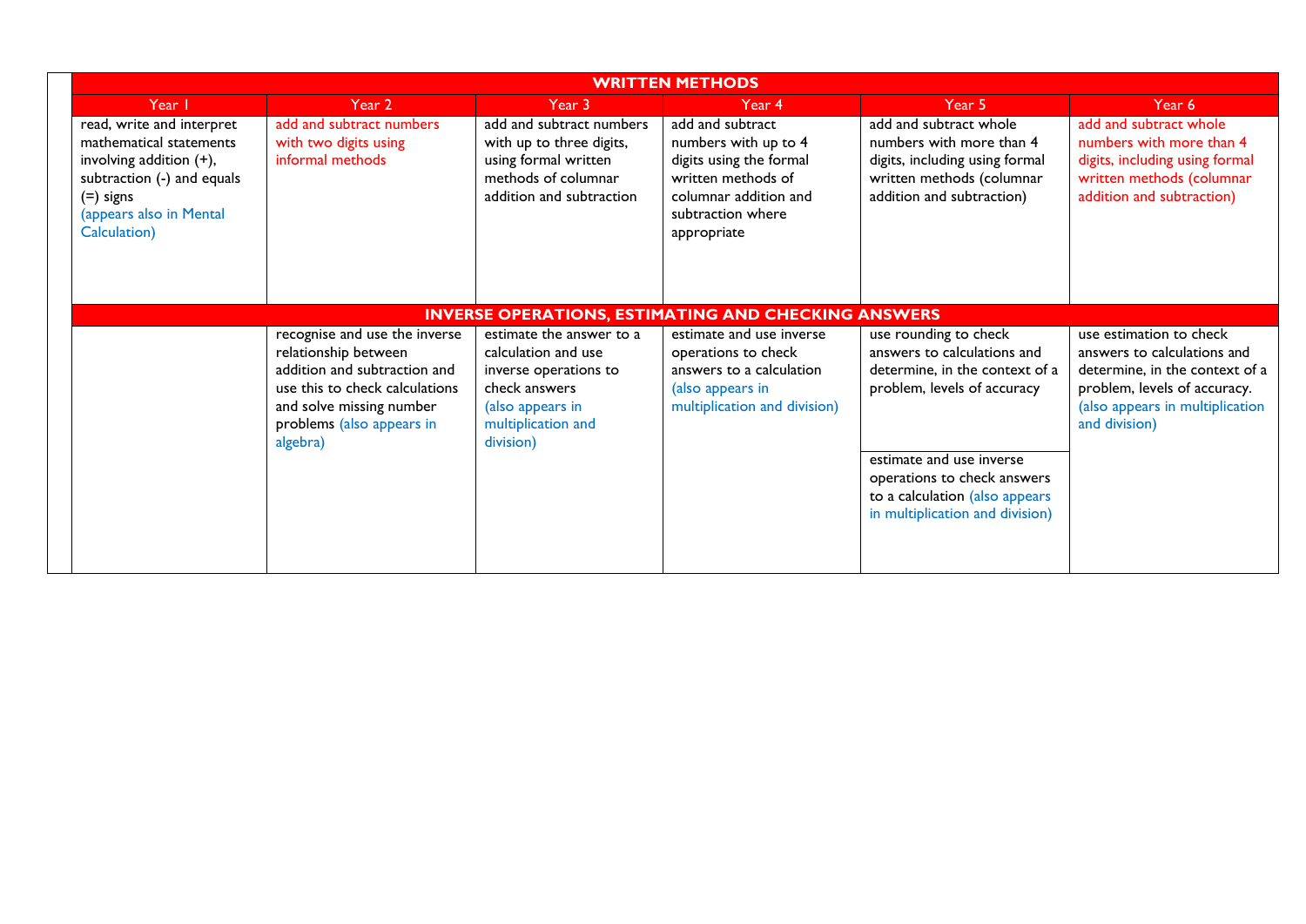| WRITTEN METHODS | | | | | |
|---|---|---|---|---|---|
| Year 1 | Year 2 | Year 3 | Year 4 | Year 5 | Year 6 |
| read, write and interpret mathematical statements involving addition (+), subtraction (-) and equals (=) signs (appears also in Mental Calculation) | add and subtract numbers with two digits using informal methods | add and subtract numbers with up to three digits, using formal written methods of columnar addition and subtraction | add and subtract numbers with up to 4 digits using the formal written methods of columnar addition and subtraction where appropriate | add and subtract whole numbers with more than 4 digits, including using formal written methods (columnar addition and subtraction) | add and subtract whole numbers with more than 4 digits, including using formal written methods (columnar addition and subtraction) |
| **INVERSE OPERATIONS, ESTIMATING AND CHECKING ANSWERS** | | | | | |
| | recognise and use the inverse relationship between addition and subtraction and use this to check calculations and solve missing number problems (also appears in algebra) | estimate the answer to a calculation and use inverse operations to check answers (also appears in multiplication and division) | estimate and use inverse operations to check answers to a calculation (also appears in multiplication and division) | use rounding to check answers to calculations and determine, in the context of a problem, levels of accuracy<br><br>estimate and use inverse operations to check answers to a calculation (also appears in multiplication and division) | use estimation to check answers to calculations and determine, in the context of a problem, levels of accuracy. (also appears in multiplication and division) |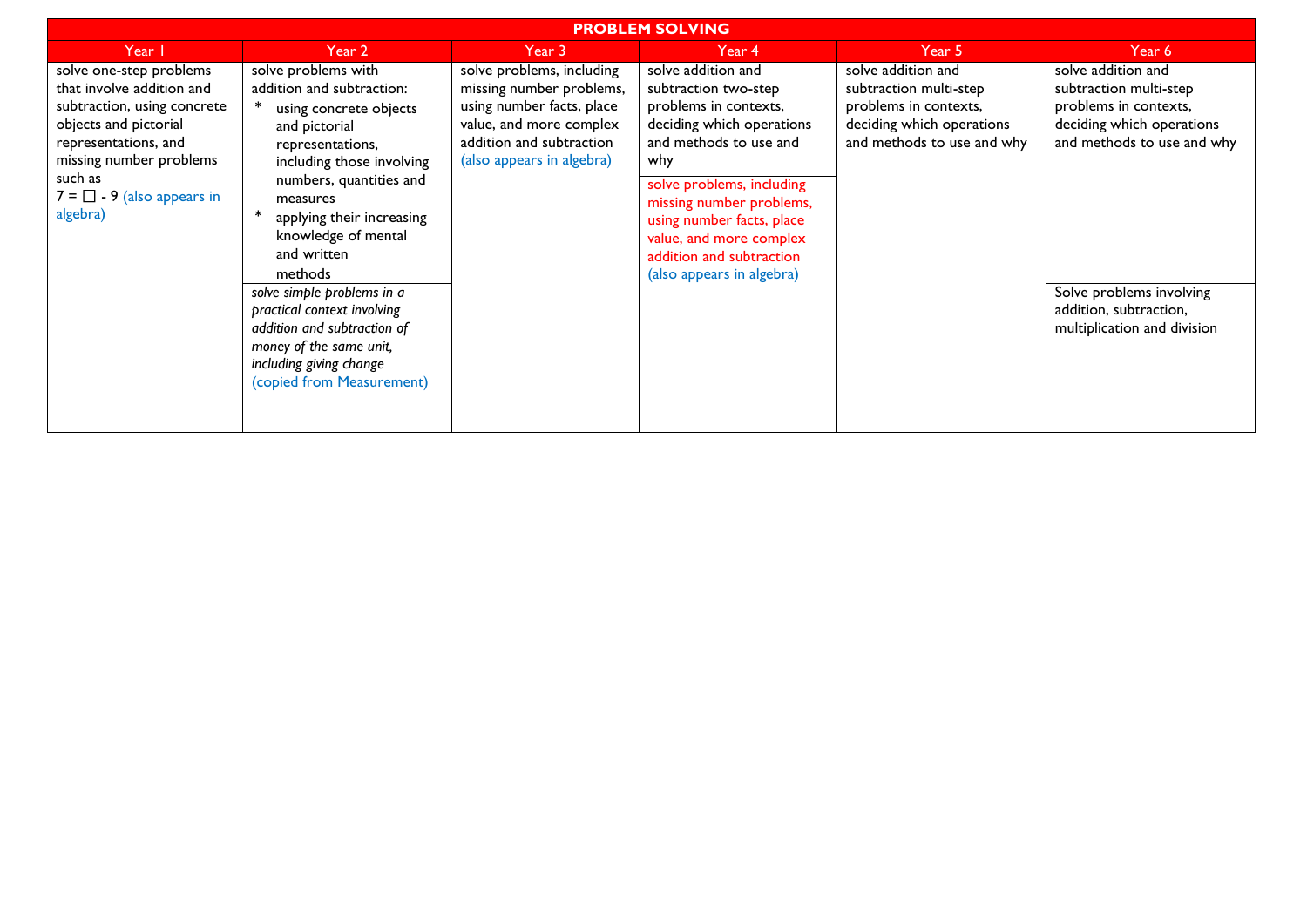| PROBLEM SOLVING | | | | | |
|---|---|---|---|---|---|
| Year 1 | Year 2 | Year 3 | Year 4 | Year 5 | Year 6 |
| solve one-step problems that involve addition and subtraction, using concrete objects and pictorial representations, and missing number problems such as 7 = ☐ - 9 (also appears in algebra) | solve problems with addition and subtraction:<br>* using concrete objects and pictorial representations, including those involving numbers, quantities and measures<br>* applying their increasing knowledge of mental and written methods | solve problems, including missing number problems, using number facts, place value, and more complex addition and subtraction (also appears in algebra) | solve addition and subtraction two-step problems in contexts, deciding which operations and methods to use and why | solve addition and subtraction multi-step problems in contexts, deciding which operations and methods to use and why | solve addition and subtraction multi-step problems in contexts, deciding which operations and methods to use and why |
| | *solve simple problems in a practical context involving addition and subtraction of money of the same unit, including giving change* (copied from Measurement) | | solve problems, including missing number problems, using number facts, place value, and more complex addition and subtraction (also appears in algebra) | | Solve problems involving addition, subtraction, multiplication and division |